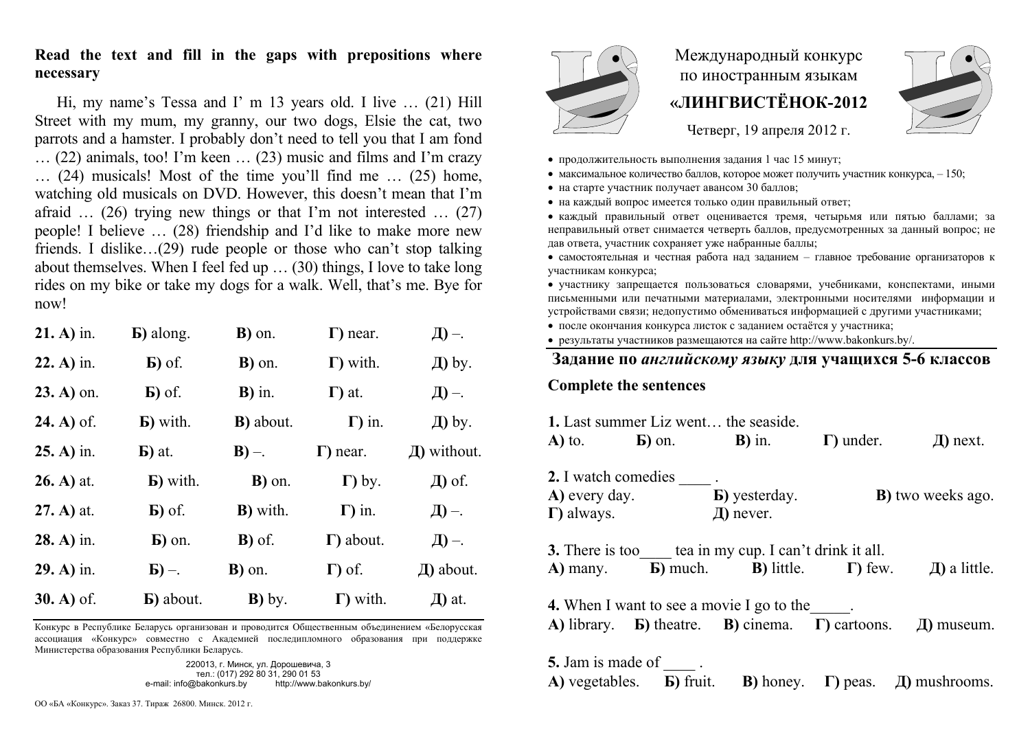# Международный конкурс по иностранным языкам

## «ЛИНГВИСТЁНОК-2012

Четверг, 19 апреля 2012 г.

- продолжительность выполнения задания 1 час 15 минут;
- максимальное количество баллов, которое может получить участник конкурса, – 150;
- на старте участник получает авансом 30 баллов;
- на каждый вопрос имеется только один правильный ответ;
- каждый правильный ответ оценивается тремя, четырьмя или пятью баллами; за неправильный ответ снимается четверть баллов, предусмотренных за данный вопрос; не дав ответа, участник сохраняет уже набранные баллы;
- самостоятельная и честная работа над заданием – главное требование организаторов к участникам конкурса;
- участнику запрещается пользоваться словарями, учебниками, конспектами, иными письменными или печатными материалами, электронными носителями информации и устройствами связи; недопустимо обмениваться информацией с другими участниками;
- после окончания конкурса листок с заданием остаётся у участника;
- результаты участников размещаются на сайте http://www.bakonkurs.by/.

## Задание по *английскому языку* для учащихся 5-6 классов

**Complete the sentences**

**1.** Last summer Liz went… the seaside.
**А)** to. **Б)** on. **В)** in. **Г)** under. **Д)** next.

**2.** I watch comedies ____ .
**А)** every day. **Б)** yesterday. **В)** two weeks ago. **Г)** always. **Д)** never.

**3.** There is too____ tea in my cup. I can't drink it all.
**А)** many. **Б)** much. **В)** little. **Г)** few. **Д)** a little.

**4.** When I want to see a movie I go to the_____.
**А)** library. **Б)** theatre. **В)** cinema. **Г)** cartoons. **Д)** museum.

**5.** Jam is made of ____ .
**А)** vegetables. **Б)** fruit. **В)** honey. **Г)** peas. **Д)** mushrooms.

---

**Read the text and fill in the gaps with prepositions where necessary**

Hi, my name's Tessa and I' m 13 years old. I live … (21) Hill Street with my mum, my granny, our two dogs, Elsie the cat, two parrots and a hamster. I probably don't need to tell you that I am fond … (22) animals, too! I'm keen … (23) music and films and I'm crazy … (24) musicals! Most of the time you'll find me … (25) home, watching old musicals on DVD. However, this doesn't mean that I'm afraid … (26) trying new things or that I'm not interested … (27) people! I believe … (28) friendship and I'd like to make more new friends. I dislike…(29) rude people or those who can't stop talking about themselves. When I feel fed up … (30) things, I love to take long rides on my bike or take my dogs for a walk. Well, that's me. Bye for now!

**21. А)** in. **Б)** along. **В)** on. **Г)** near. **Д)** –.

**22. А)** in. **Б)** of. **В)** on. **Г)** with. **Д)** by.

**23. А)** on. **Б)** of. **В)** in. **Г)** at. **Д)** –.

**24. А)** of. **Б)** with. **В)** about. **Г)** in. **Д)** by.

**25. А)** in. **Б)** at. **В)** –. **Г)** near. **Д)** without.

**26. А)** at. **Б)** with. **В)** on. **Г)** by. **Д)** of.

**27. А)** at. **Б)** of. **В)** with. **Г)** in. **Д)** –.

**28. А)** in. **Б)** on. **В)** of. **Г)** about. **Д)** –.

**29. А)** in. **Б)** –. **В)** on. **Г)** of. **Д)** about.

**30. А)** of. **Б)** about. **В)** by. **Г)** with. **Д)** at.

Конкурс в Республике Беларусь организован и проводится Общественным объединением «Белорусская ассоциация «Конкурс» совместно с Академией последипломного образования при поддержке Министерства образования Республики Беларусь.

220013, г. Минск, ул. Дорошевича, 3
тел.: (017) 292 80 31, 290 01 53
e-mail: info@bakonkurs.by http://www.bakonkurs.by/

ОО «БА «Конкурс». Заказ 37. Тираж 26800. Минск. 2012 г.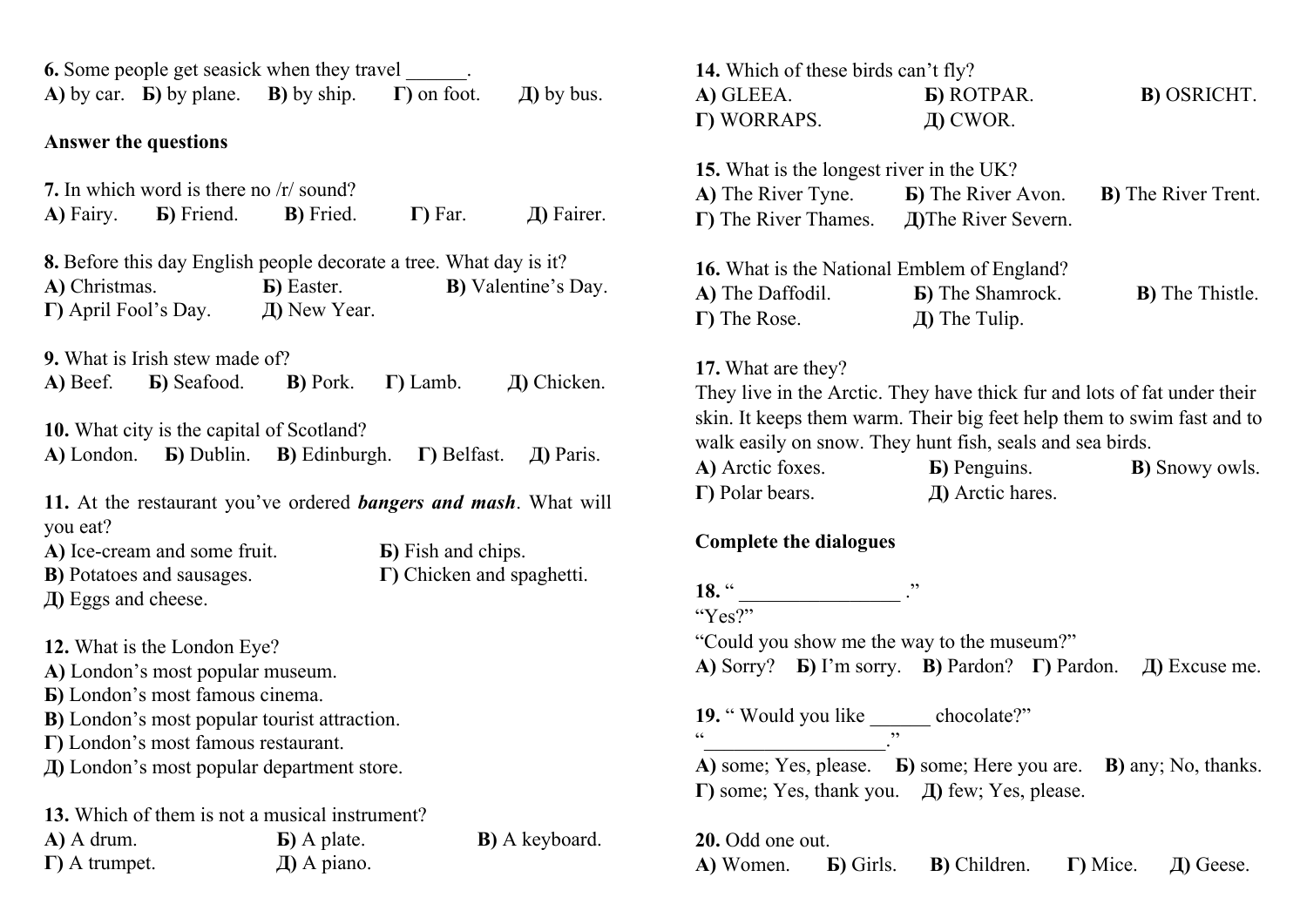**6.** Some people get seasick when they travel ______.

**А)** by car. **Б)** by plane. **В)** by ship. **Г)** on foot. **Д)** by bus.

**Answer the questions**

**7.** In which word is there no /r/ sound?

**А)** Fairy. **Б)** Friend. **В)** Fried. **Г)** Far. **Д)** Fairer.

**8.** Before this day English people decorate a tree. What day is it?

**А)** Christmas. **Б)** Easter. **В)** Valentine's Day. **Г)** April Fool's Day. **Д)** New Year.

**9.** What is Irish stew made of?

**А)** Beef. **Б)** Seafood. **В)** Pork. **Г)** Lamb. **Д)** Chicken.

**10.** What city is the capital of Scotland?

**А)** London. **Б)** Dublin. **В)** Edinburgh. **Г)** Belfast. **Д)** Paris.

**11.** At the restaurant you've ordered ***bangers and mash***. What will you eat?

**А)** Ice-cream and some fruit. **Б)** Fish and chips. **В)** Potatoes and sausages. **Г)** Chicken and spaghetti. **Д)** Eggs and cheese.

**12.** What is the London Eye?

**А)** London's most popular museum.
**Б)** London's most famous cinema.
**В)** London's most popular tourist attraction.
**Г)** London's most famous restaurant.
**Д)** London's most popular department store.

**13.** Which of them is not a musical instrument?

**А)** A drum. **Б)** A plate. **В)** A keyboard. **Г)** A trumpet. **Д)** A piano.

**14.** Which of these birds can't fly?

**А)** GLEEA. **Б)** ROTPAR. **В)** OSRICHT. **Г)** WORRAPS. **Д)** CWOR.

**15.** What is the longest river in the UK?

**А)** The River Tyne. **Б)** The River Avon. **В)** The River Trent. **Г)** The River Thames. **Д)**The River Severn.

**16.** What is the National Emblem of England?

**А)** The Daffodil. **Б)** The Shamrock. **В)** The Thistle. **Г)** The Rose. **Д)** The Tulip.

**17.** What are they?

They live in the Arctic. They have thick fur and lots of fat under their skin. It keeps them warm. Their big feet help them to swim fast and to walk easily on snow. They hunt fish, seals and sea birds.

**А)** Arctic foxes. **Б)** Penguins. **В)** Snowy owls. **Г)** Polar bears. **Д)** Arctic hares.

**Complete the dialogues**

**18.** " ________________ ."
"Yes?"
"Could you show me the way to the museum?"

**А)** Sorry? **Б)** I'm sorry. **В)** Pardon? **Г)** Pardon. **Д)** Excuse me.

**19.** " Would you like ______ chocolate?"
"__________________."

**А)** some; Yes, please. **Б)** some; Here you are. **В)** any; No, thanks. **Г)** some; Yes, thank you. **Д)** few; Yes, please.

**20.** Odd one out.

**А)** Women. **Б)** Girls. **В)** Children. **Г)** Mice. **Д)** Geese.